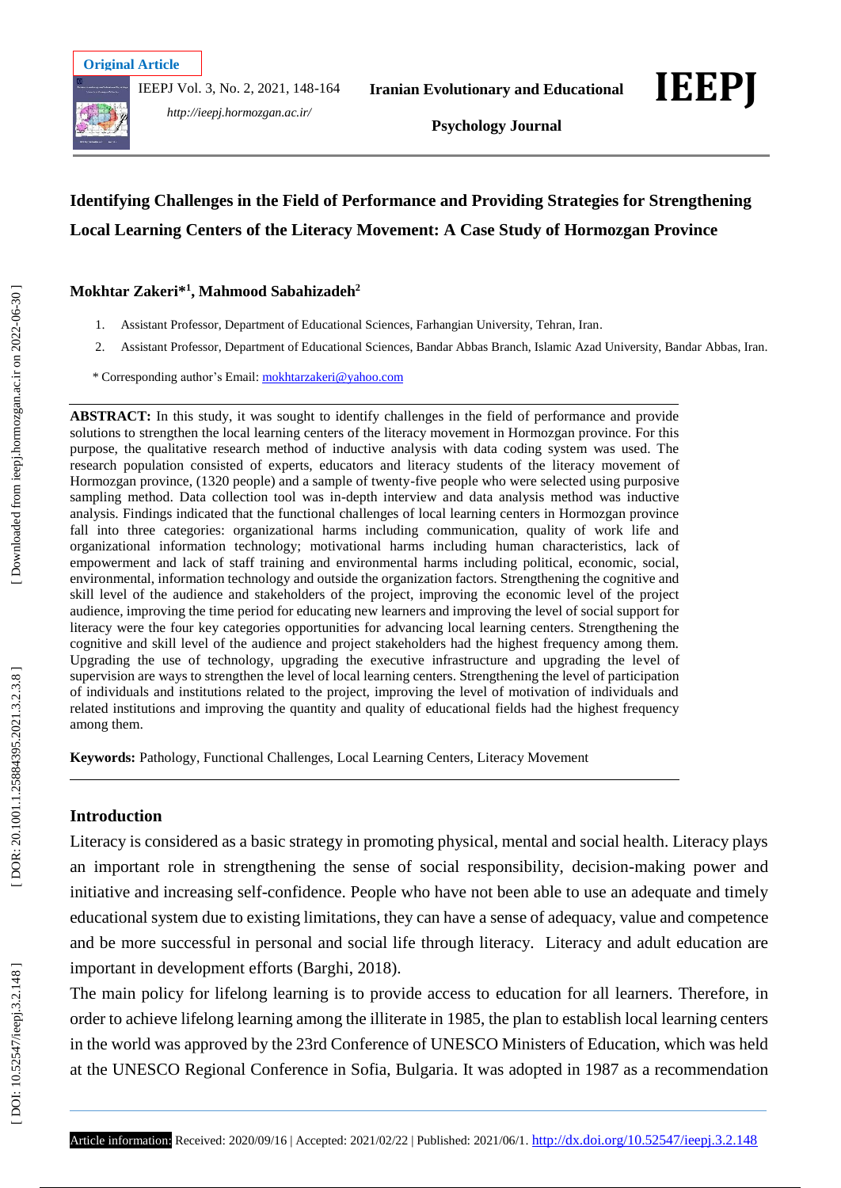Original Article

# Identifying Challenges in the Field of Performance and Providing Strategies for Strengthening Local Learning Centers of the Literacy Movement: A Case Study of Hormozgan Province

**Mokhtar Zakeri*[1], Mahmood Sabahizadeh[2]**

1. Assistant Professor, Department of Educational Sciences, Farhangian University, Tehran, Iran.
2. Assistant Professor, Department of Educational Sciences, Bandar Abbas Branch, Islamic Azad University, Bandar Abbas, Iran.

* Corresponding author's Email: mokhtarzakeri@yahoo.com

**ABSTRACT:** In this study, it was sought to identify challenges in the field of performance and provide solutions to strengthen the local learning centers of the literacy movement in Hormozgan province. For this purpose, the qualitative research method of inductive analysis with data coding system was used. The research population consisted of experts, educators and literacy students of the literacy movement of Hormozgan province, (1320 people) and a sample of twenty-five people who were selected using purposive sampling method. Data collection tool was in-depth interview and data analysis method was inductive analysis. Findings indicated that the functional challenges of local learning centers in Hormozgan province fall into three categories: organizational harms including communication, quality of work life and organizational information technology; motivational harms including human characteristics, lack of empowerment and lack of staff training and environmental harms including political, economic, social, environmental, information technology and outside the organization factors. Strengthening the cognitive and skill level of the audience and stakeholders of the project, improving the economic level of the project audience, improving the time period for educating new learners and improving the level of social support for literacy were the four key categories opportunities for advancing local learning centers. Strengthening the cognitive and skill level of the audience and project stakeholders had the highest frequency among them. Upgrading the use of technology, upgrading the executive infrastructure and upgrading the level of supervision are ways to strengthen the level of local learning centers. Strengthening the level of participation of individuals and institutions related to the project, improving the level of motivation of individuals and related institutions and improving the quantity and quality of educational fields had the highest frequency among them.

**Keywords:** Pathology, Functional Challenges, Local Learning Centers, Literacy Movement

## Introduction

Literacy is considered as a basic strategy in promoting physical, mental and social health. Literacy plays an important role in strengthening the sense of social responsibility, decision-making power and initiative and increasing self-confidence. People who have not been able to use an adequate and timely educational system due to existing limitations, they can have a sense of adequacy, value and competence and be more successful in personal and social life through literacy. Literacy and adult education are important in development efforts (Barghi, 2018).

The main policy for lifelong learning is to provide access to education for all learners. Therefore, in order to achieve lifelong learning among the illiterate in 1985, the plan to establish local learning centers in the world was approved by the 23rd Conference of UNESCO Ministers of Education, which was held at the UNESCO Regional Conference in Sofia, Bulgaria. It was adopted in 1987 as a recommendation

Article information: Received: 2020/09/16 | Accepted: 2021/02/22 | Published: 2021/06/1. http://dx.doi.org/10.52547/ieepj.3.2.148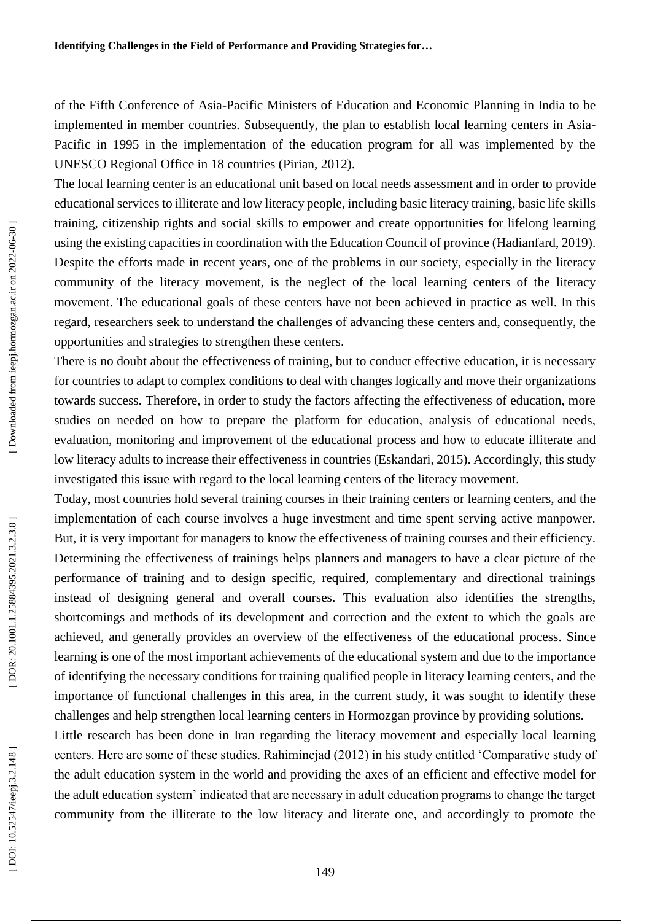of the Fifth Conference of Asia-Pacific Ministers of Education and Economic Planning in India to be implemented in member countries. Subsequently, the plan to establish local learning centers in Asia-Pacific in 1995 in the implementation of the education program for all was implemented by the UNESCO Regional Office in 18 countries (Pirian, 2012).

The local learning center is an educational unit based on local needs assessment and in order to provide educational services to illiterate and low literacy people, including basic literacy training, basic life skills training, citizenship rights and social skills to empower and create opportunities for lifelong learning using the existing capacities in coordination with the Education Council of province (Hadianfard, 2019). Despite the efforts made in recent years, one of the problems in our society, especially in the literacy community of the literacy movement, is the neglect of the local learning centers of the literacy movement. The educational goals of these centers have not been achieved in practice as well. In this regard, researchers seek to understand the challenges of advancing these centers and, consequently, the opportunities and strategies to strengthen these centers.

There is no doubt about the effectiveness of training, but to conduct effective education, it is necessary for countries to adapt to complex conditions to deal with changes logically and move their organizations towards success. Therefore, in order to study the factors affecting the effectiveness of education, more studies on needed on how to prepare the platform for education, analysis of educational needs, evaluation, monitoring and improvement of the educational process and how to educate illiterate and low literacy adults to increase their effectiveness in countries (Eskandari, 2015). Accordingly, this study investigated this issue with regard to the local learning centers of the literacy movement.

Today, most countries hold several training courses in their training centers or learning centers, and the implementation of each course involves a huge investment and time spent serving active manpower. But, it is very important for managers to know the effectiveness of training courses and their efficiency. Determining the effectiveness of trainings helps planners and managers to have a clear picture of the performance of training and to design specific, required, complementary and directional trainings instead of designing general and overall courses. This evaluation also identifies the strengths, shortcomings and methods of its development and correction and the extent to which the goals are achieved, and generally provides an overview of the effectiveness of the educational process. Since learning is one of the most important achievements of the educational system and due to the importance of identifying the necessary conditions for training qualified people in literacy learning centers, and the importance of functional challenges in this area, in the current study, it was sought to identify these challenges and help strengthen local learning centers in Hormozgan province by providing solutions.

Little research has been done in Iran regarding the literacy movement and especially local learning centers. Here are some of these studies. Rahiminejad (2012) in his study entitled 'Comparative study of the adult education system in the world and providing the axes of an efficient and effective model for the adult education system' indicated that are necessary in adult education programs to change the target community from the illiterate to the low literacy and literate one, and accordingly to promote the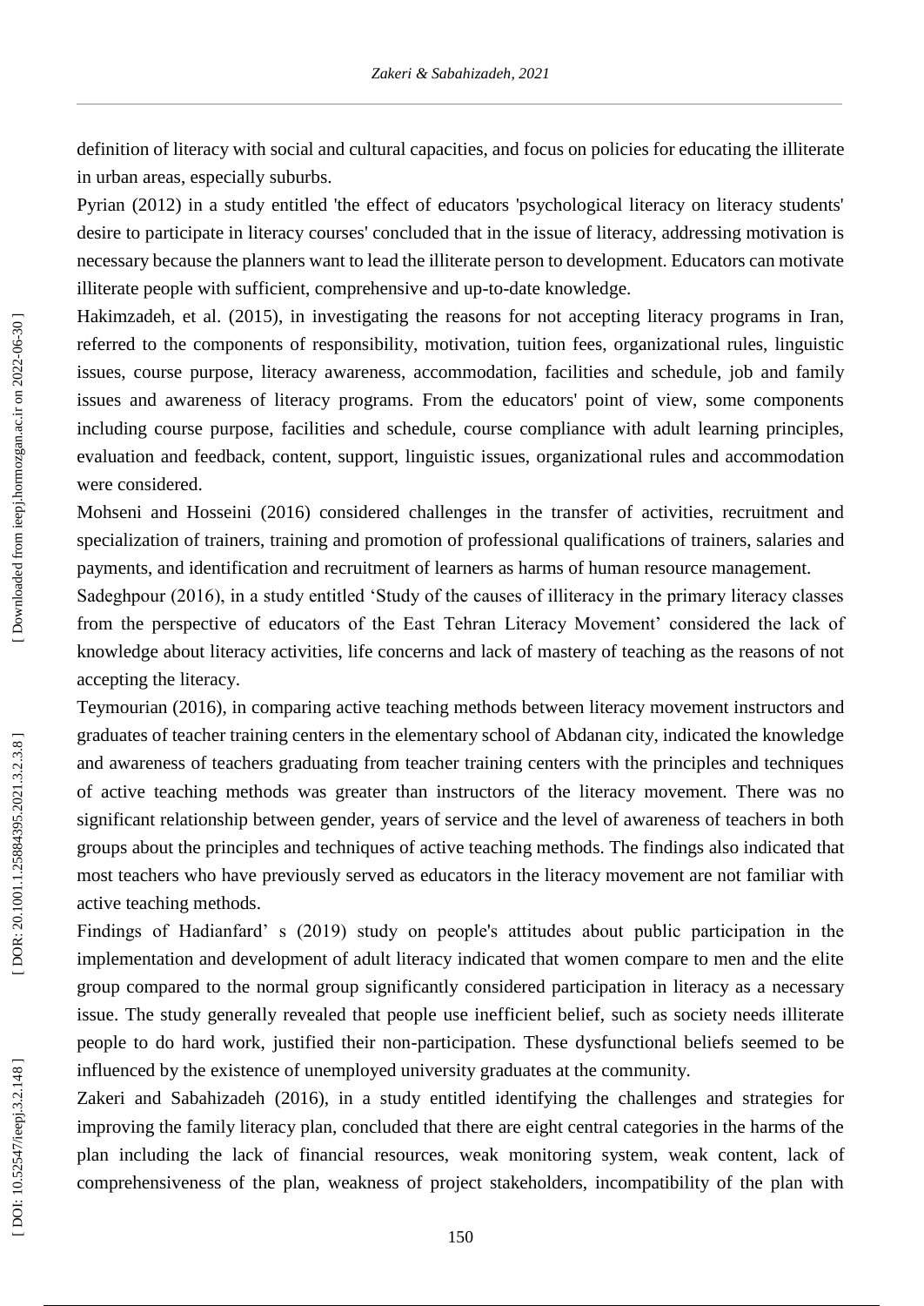definition of literacy with social and cultural capacities, and focus on policies for educating the illiterate in urban areas, especially suburbs.

Pyrian (2012) in a study entitled 'the effect of educators 'psychological literacy on literacy students' desire to participate in literacy courses' concluded that in the issue of literacy, addressing motivation is necessary because the planners want to lead the illiterate person to development. Educators can motivate illiterate people with sufficient, comprehensive and up-to-date knowledge.

Hakimzadeh, et al. (2015), in investigating the reasons for not accepting literacy programs in Iran, referred to the components of responsibility, motivation, tuition fees, organizational rules, linguistic issues, course purpose, literacy awareness, accommodation, facilities and schedule, job and family issues and awareness of literacy programs. From the educators' point of view, some components including course purpose, facilities and schedule, course compliance with adult learning principles, evaluation and feedback, content, support, linguistic issues, organizational rules and accommodation were considered.

Mohseni and Hosseini (2016) considered challenges in the transfer of activities, recruitment and specialization of trainers, training and promotion of professional qualifications of trainers, salaries and payments, and identification and recruitment of learners as harms of human resource management.

Sadeghpour (2016), in a study entitled 'Study of the causes of illiteracy in the primary literacy classes from the perspective of educators of the East Tehran Literacy Movement' considered the lack of knowledge about literacy activities, life concerns and lack of mastery of teaching as the reasons of not accepting the literacy.

Teymourian (2016), in comparing active teaching methods between literacy movement instructors and graduates of teacher training centers in the elementary school of Abdanan city, indicated the knowledge and awareness of teachers graduating from teacher training centers with the principles and techniques of active teaching methods was greater than instructors of the literacy movement. There was no significant relationship between gender, years of service and the level of awareness of teachers in both groups about the principles and techniques of active teaching methods. The findings also indicated that most teachers who have previously served as educators in the literacy movement are not familiar with active teaching methods.

Findings of Hadianfard' s (2019) study on people's attitudes about public participation in the implementation and development of adult literacy indicated that women compare to men and the elite group compared to the normal group significantly considered participation in literacy as a necessary issue. The study generally revealed that people use inefficient belief, such as society needs illiterate people to do hard work, justified their non-participation. These dysfunctional beliefs seemed to be influenced by the existence of unemployed university graduates at the community.

Zakeri and Sabahizadeh (2016), in a study entitled identifying the challenges and strategies for improving the family literacy plan, concluded that there are eight central categories in the harms of the plan including the lack of financial resources, weak monitoring system, weak content, lack of comprehensiveness of the plan, weakness of project stakeholders, incompatibility of the plan with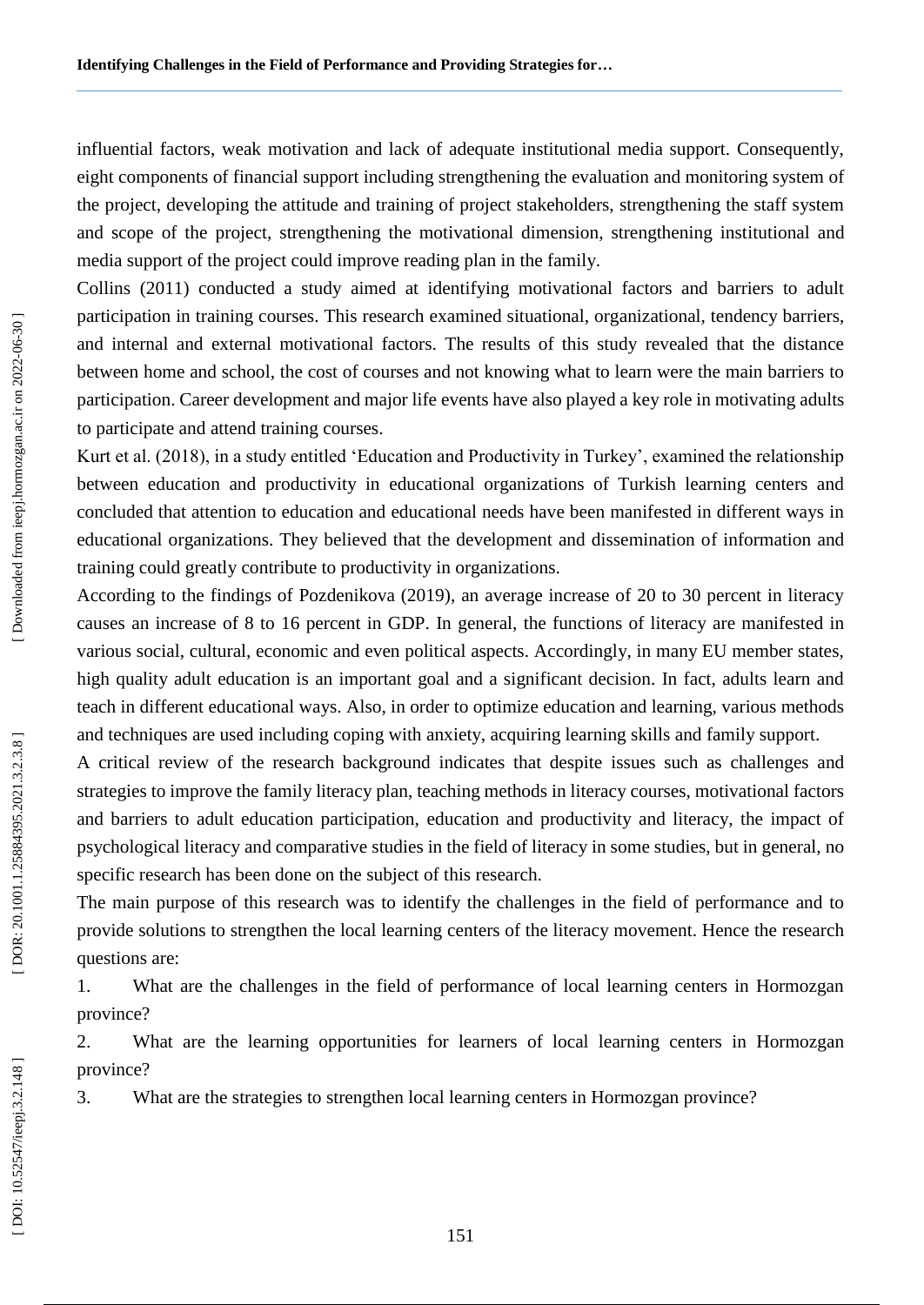influential factors, weak motivation and lack of adequate institutional media support. Consequently, eight components of financial support including strengthening the evaluation and monitoring system of the project, developing the attitude and training of project stakeholders, strengthening the staff system and scope of the project, strengthening the motivational dimension, strengthening institutional and media support of the project could improve reading plan in the family.

Collins (2011) conducted a study aimed at identifying motivational factors and barriers to adult participation in training courses. This research examined situational, organizational, tendency barriers, and internal and external motivational factors. The results of this study revealed that the distance between home and school, the cost of courses and not knowing what to learn were the main barriers to participation. Career development and major life events have also played a key role in motivating adults to participate and attend training courses.

Kurt et al. (2018), in a study entitled 'Education and Productivity in Turkey', examined the relationship between education and productivity in educational organizations of Turkish learning centers and concluded that attention to education and educational needs have been manifested in different ways in educational organizations. They believed that the development and dissemination of information and training could greatly contribute to productivity in organizations.

According to the findings of Pozdenikova (2019), an average increase of 20 to 30 percent in literacy causes an increase of 8 to 16 percent in GDP. In general, the functions of literacy are manifested in various social, cultural, economic and even political aspects. Accordingly, in many EU member states, high quality adult education is an important goal and a significant decision. In fact, adults learn and teach in different educational ways. Also, in order to optimize education and learning, various methods and techniques are used including coping with anxiety, acquiring learning skills and family support.

A critical review of the research background indicates that despite issues such as challenges and strategies to improve the family literacy plan, teaching methods in literacy courses, motivational factors and barriers to adult education participation, education and productivity and literacy, the impact of psychological literacy and comparative studies in the field of literacy in some studies, but in general, no specific research has been done on the subject of this research.

The main purpose of this research was to identify the challenges in the field of performance and to provide solutions to strengthen the local learning centers of the literacy movement. Hence the research questions are:

1. What are the challenges in the field of performance of local learning centers in Hormozgan province?
2. What are the learning opportunities for learners of local learning centers in Hormozgan province?
3. What are the strategies to strengthen local learning centers in Hormozgan province?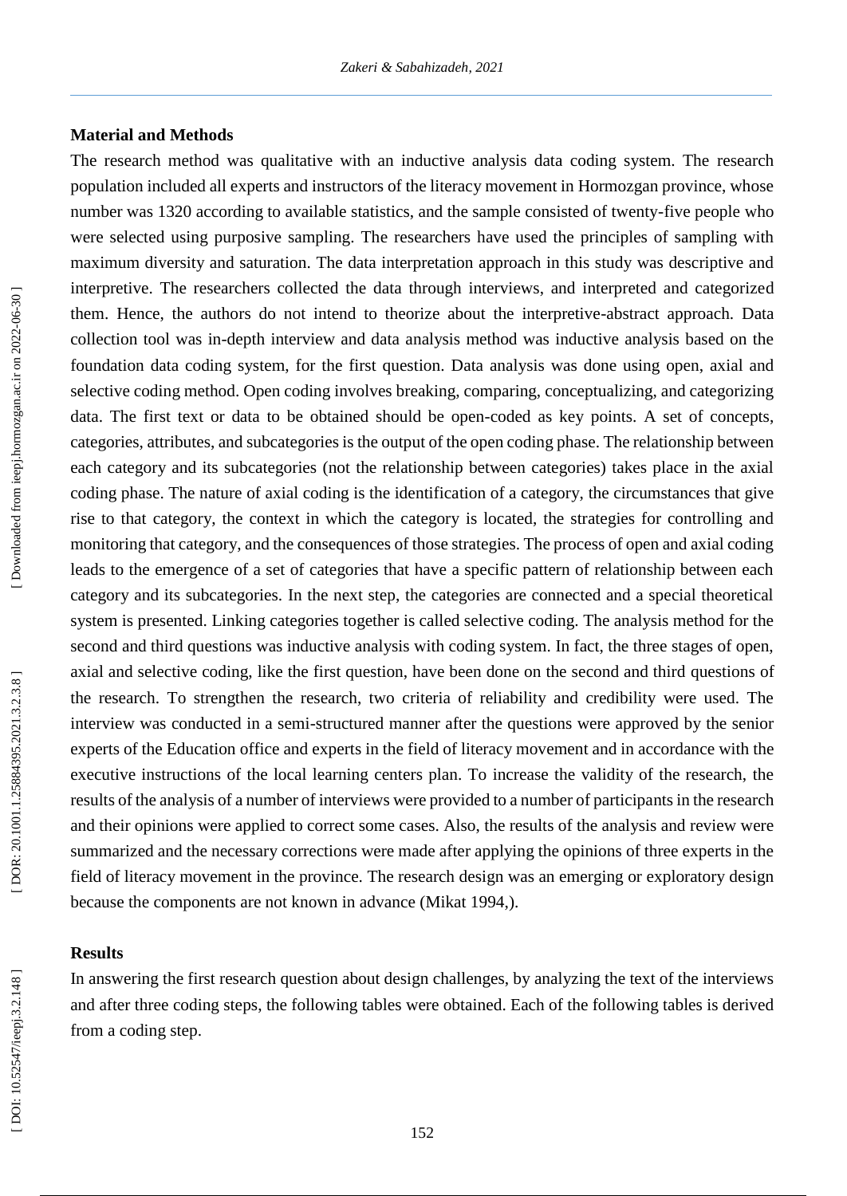## Material and Methods

The research method was qualitative with an inductive analysis data coding system. The research population included all experts and instructors of the literacy movement in Hormozgan province, whose number was 1320 according to available statistics, and the sample consisted of twenty-five people who were selected using purposive sampling. The researchers have used the principles of sampling with maximum diversity and saturation. The data interpretation approach in this study was descriptive and interpretive. The researchers collected the data through interviews, and interpreted and categorized them. Hence, the authors do not intend to theorize about the interpretive-abstract approach. Data collection tool was in-depth interview and data analysis method was inductive analysis based on the foundation data coding system, for the first question. Data analysis was done using open, axial and selective coding method. Open coding involves breaking, comparing, conceptualizing, and categorizing data. The first text or data to be obtained should be open-coded as key points. A set of concepts, categories, attributes, and subcategories is the output of the open coding phase. The relationship between each category and its subcategories (not the relationship between categories) takes place in the axial coding phase. The nature of axial coding is the identification of a category, the circumstances that give rise to that category, the context in which the category is located, the strategies for controlling and monitoring that category, and the consequences of those strategies. The process of open and axial coding leads to the emergence of a set of categories that have a specific pattern of relationship between each category and its subcategories. In the next step, the categories are connected and a special theoretical system is presented. Linking categories together is called selective coding. The analysis method for the second and third questions was inductive analysis with coding system. In fact, the three stages of open, axial and selective coding, like the first question, have been done on the second and third questions of the research. To strengthen the research, two criteria of reliability and credibility were used. The interview was conducted in a semi-structured manner after the questions were approved by the senior experts of the Education office and experts in the field of literacy movement and in accordance with the executive instructions of the local learning centers plan. To increase the validity of the research, the results of the analysis of a number of interviews were provided to a number of participants in the research and their opinions were applied to correct some cases. Also, the results of the analysis and review were summarized and the necessary corrections were made after applying the opinions of three experts in the field of literacy movement in the province. The research design was an emerging or exploratory design because the components are not known in advance (Mikat 1994,).

## Results

In answering the first research question about design challenges, by analyzing the text of the interviews and after three coding steps, the following tables were obtained. Each of the following tables is derived from a coding step.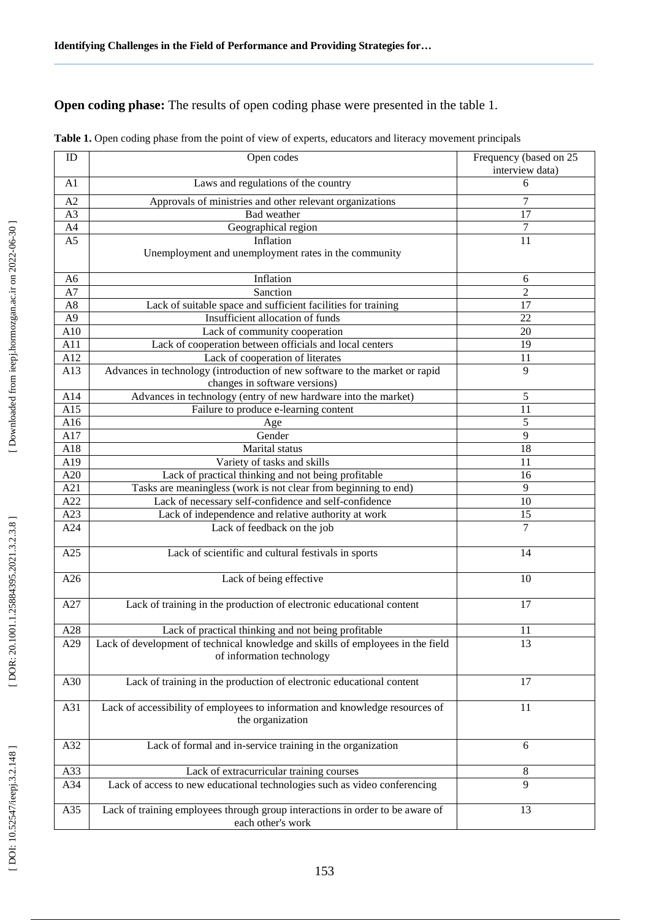**Open coding phase:** The results of open coding phase were presented in the table 1.

**Table 1.** Open coding phase from the point of view of experts, educators and literacy movement principals

| ID | Open codes | Frequency (based on 25 interview data) |
|---|---|---|
| A1 | Laws and regulations of the country | 6 |
| A2 | Approvals of ministries and other relevant organizations | 7 |
| A3 | Bad weather | 17 |
| A4 | Geographical region | 7 |
| A5 | Inflation<br>Unemployment and unemployment rates in the community | 11 |
| A6 | Inflation | 6 |
| A7 | Sanction | 2 |
| A8 | Lack of suitable space and sufficient facilities for training | 17 |
| A9 | Insufficient allocation of funds | 22 |
| A10 | Lack of community cooperation | 20 |
| A11 | Lack of cooperation between officials and local centers | 19 |
| A12 | Lack of cooperation of literates | 11 |
| A13 | Advances in technology (introduction of new software to the market or rapid changes in software versions) | 9 |
| A14 | Advances in technology (entry of new hardware into the market) | 5 |
| A15 | Failure to produce e-learning content | 11 |
| A16 | Age | 5 |
| A17 | Gender | 9 |
| A18 | Marital status | 18 |
| A19 | Variety of tasks and skills | 11 |
| A20 | Lack of practical thinking and not being profitable | 16 |
| A21 | Tasks are meaningless (work is not clear from beginning to end) | 9 |
| A22 | Lack of necessary self-confidence and self-confidence | 10 |
| A23 | Lack of independence and relative authority at work | 15 |
| A24 | Lack of feedback on the job | 7 |
| A25 | Lack of scientific and cultural festivals in sports | 14 |
| A26 | Lack of being effective | 10 |
| A27 | Lack of training in the production of electronic educational content | 17 |
| A28 | Lack of practical thinking and not being profitable | 11 |
| A29 | Lack of development of technical knowledge and skills of employees in the field of information technology | 13 |
| A30 | Lack of training in the production of electronic educational content | 17 |
| A31 | Lack of accessibility of employees to information and knowledge resources of the organization | 11 |
| A32 | Lack of formal and in-service training in the organization | 6 |
| A33 | Lack of extracurricular training courses | 8 |
| A34 | Lack of access to new educational technologies such as video conferencing | 9 |
| A35 | Lack of training employees through group interactions in order to be aware of each other's work | 13 |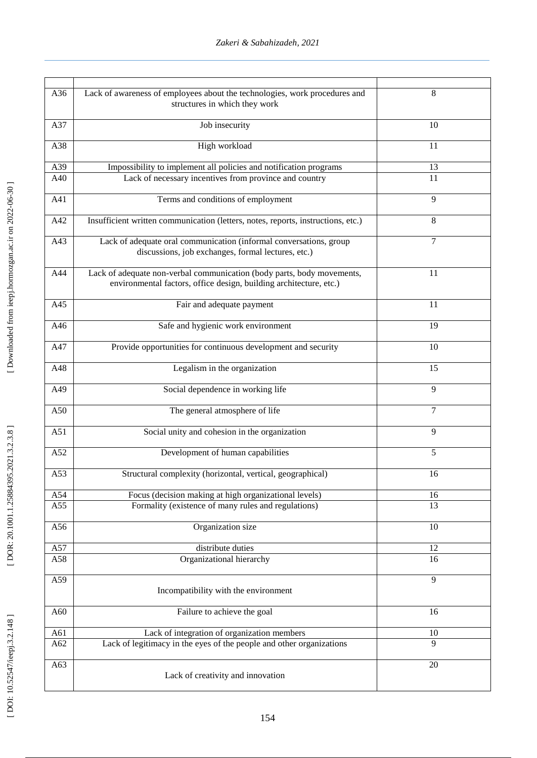| | | |
|---|---|---|
| A36 | Lack of awareness of employees about the technologies, work procedures and structures in which they work | 8 |
| A37 | Job insecurity | 10 |
| A38 | High workload | 11 |
| A39 | Impossibility to implement all policies and notification programs | 13 |
| A40 | Lack of necessary incentives from province and country | 11 |
| A41 | Terms and conditions of employment | 9 |
| A42 | Insufficient written communication (letters, notes, reports, instructions, etc.) | 8 |
| A43 | Lack of adequate oral communication (informal conversations, group discussions, job exchanges, formal lectures, etc.) | 7 |
| A44 | Lack of adequate non-verbal communication (body parts, body movements, environmental factors, office design, building architecture, etc.) | 11 |
| A45 | Fair and adequate payment | 11 |
| A46 | Safe and hygienic work environment | 19 |
| A47 | Provide opportunities for continuous development and security | 10 |
| A48 | Legalism in the organization | 15 |
| A49 | Social dependence in working life | 9 |
| A50 | The general atmosphere of life | 7 |
| A51 | Social unity and cohesion in the organization | 9 |
| A52 | Development of human capabilities | 5 |
| A53 | Structural complexity (horizontal, vertical, geographical) | 16 |
| A54 | Focus (decision making at high organizational levels) | 16 |
| A55 | Formality (existence of many rules and regulations) | 13 |
| A56 | Organization size | 10 |
| A57 | distribute duties | 12 |
| A58 | Organizational hierarchy | 16 |
| A59 | Incompatibility with the environment | 9 |
| A60 | Failure to achieve the goal | 16 |
| A61 | Lack of integration of organization members | 10 |
| A62 | Lack of legitimacy in the eyes of the people and other organizations | 9 |
| A63 | Lack of creativity and innovation | 20 |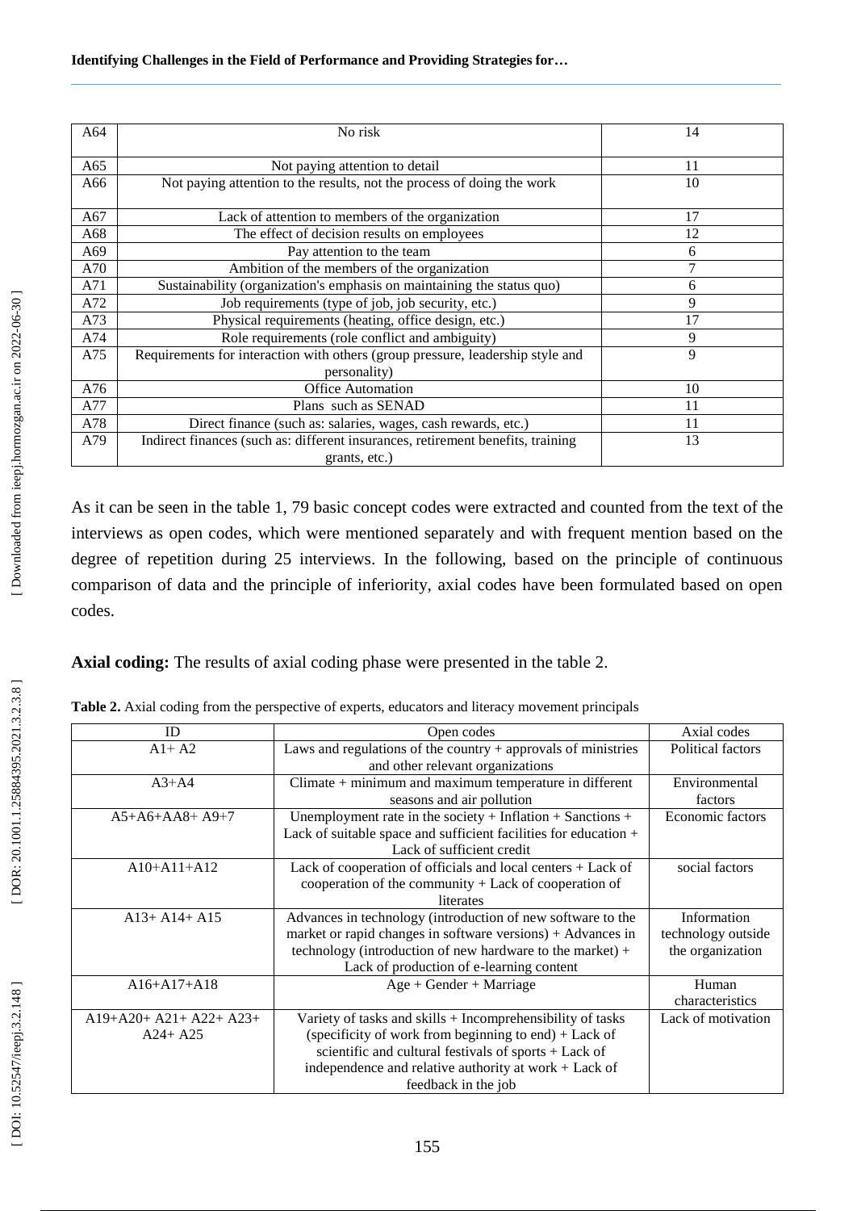| A64 | No risk | 14 |
|---|---|---|
| A65 | Not paying attention to detail | 11 |
| A66 | Not paying attention to the results, not the process of doing the work | 10 |
| A67 | Lack of attention to members of the organization | 17 |
| A68 | The effect of decision results on employees | 12 |
| A69 | Pay attention to the team | 6 |
| A70 | Ambition of the members of the organization | 7 |
| A71 | Sustainability (organization's emphasis on maintaining the status quo) | 6 |
| A72 | Job requirements (type of job, job security, etc.) | 9 |
| A73 | Physical requirements (heating, office design, etc.) | 17 |
| A74 | Role requirements (role conflict and ambiguity) | 9 |
| A75 | Requirements for interaction with others (group pressure, leadership style and personality) | 9 |
| A76 | Office Automation | 10 |
| A77 | Plans such as SENAD | 11 |
| A78 | Direct finance (such as: salaries, wages, cash rewards, etc.) | 11 |
| A79 | Indirect finances (such as: different insurances, retirement benefits, training grants, etc.) | 13 |

As it can be seen in the table 1, 79 basic concept codes were extracted and counted from the text of the interviews as open codes, which were mentioned separately and with frequent mention based on the degree of repetition during 25 interviews. In the following, based on the principle of continuous comparison of data and the principle of inferiority, axial codes have been formulated based on open codes.

**Axial coding:** The results of axial coding phase were presented in the table 2.

**Table 2.** Axial coding from the perspective of experts, educators and literacy movement principals

| ID | Open codes | Axial codes |
|---|---|---|
| A1+ A2 | Laws and regulations of the country + approvals of ministries and other relevant organizations | Political factors |
| A3+A4 | Climate + minimum and maximum temperature in different seasons and air pollution | Environmental factors |
| A5+A6+AA8+ A9+7 | Unemployment rate in the society + Inflation + Sanctions + Lack of suitable space and sufficient facilities for education + Lack of sufficient credit | Economic factors |
| A10+A11+A12 | Lack of cooperation of officials and local centers + Lack of cooperation of the community + Lack of cooperation of literates | social factors |
| A13+ A14+ A15 | Advances in technology (introduction of new software to the market or rapid changes in software versions) + Advances in technology (introduction of new hardware to the market) + Lack of production of e-learning content | Information technology outside the organization |
| A16+A17+A18 | Age + Gender + Marriage | Human characteristics |
| A19+A20+ A21+ A22+ A23+ A24+ A25 | Variety of tasks and skills + Incomprehensibility of tasks (specificity of work from beginning to end) + Lack of scientific and cultural festivals of sports + Lack of independence and relative authority at work + Lack of feedback in the job | Lack of motivation |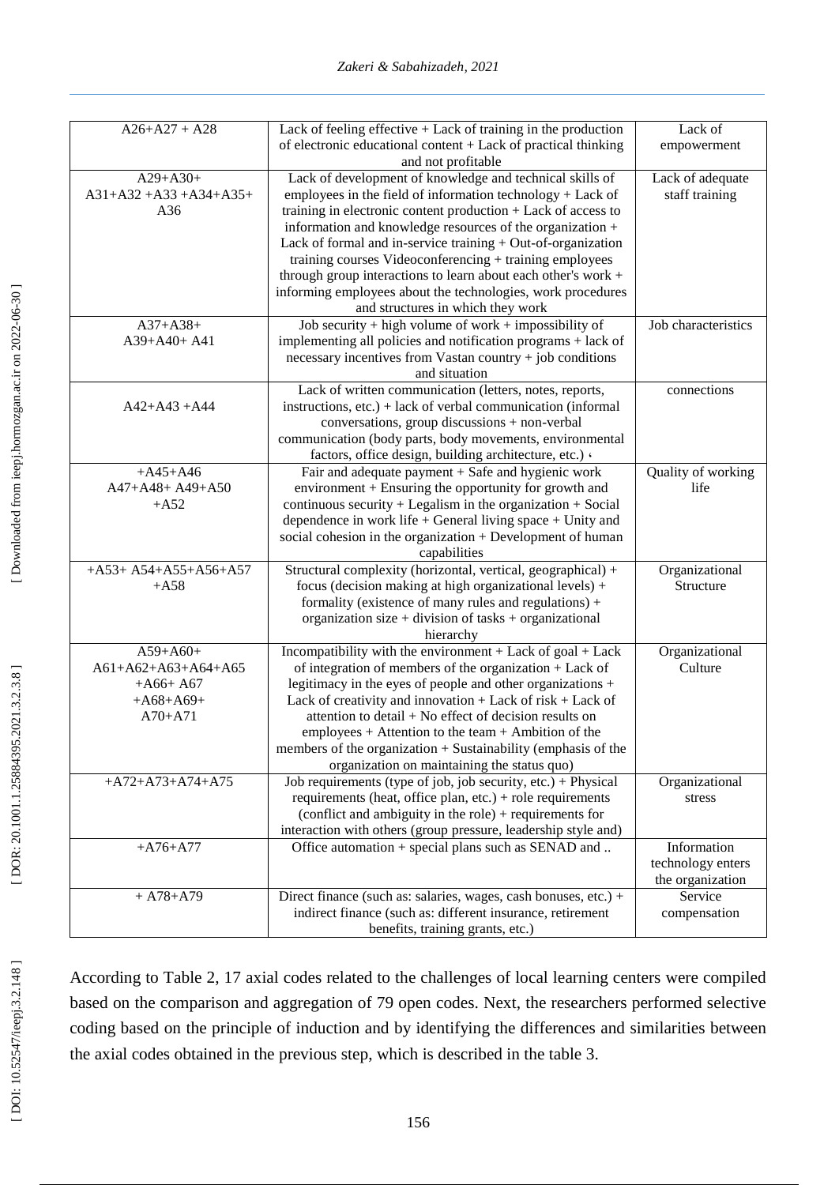| A26+A27 + A28 | Lack of feeling effective + Lack of training in the production of electronic educational content + Lack of practical thinking and not profitable | Lack of empowerment |
|---|---|---|
| A29+A30+ A31+A32 +A33 +A34+A35+ A36 | Lack of development of knowledge and technical skills of employees in the field of information technology + Lack of training in electronic content production + Lack of access to information and knowledge resources of the organization + Lack of formal and in-service training + Out-of-organization training courses Videoconferencing + training employees through group interactions to learn about each other's work + informing employees about the technologies, work procedures and structures in which they work | Lack of adequate staff training |
| A37+A38+ A39+A40+ A41 | Job security + high volume of work + impossibility of implementing all policies and notification programs + lack of necessary incentives from Vastan country + job conditions and situation | Job characteristics |
| A42+A43 +A44 | Lack of written communication (letters, notes, reports, instructions, etc.) + lack of verbal communication (informal conversations, group discussions + non-verbal communication (body parts, body movements, environmental factors, office design, building architecture, etc.) ، | connections |
| +A45+A46 A47+A48+ A49+A50 +A52 | Fair and adequate payment + Safe and hygienic work environment + Ensuring the opportunity for growth and continuous security + Legalism in the organization + Social dependence in work life + General living space + Unity and social cohesion in the organization + Development of human capabilities | Quality of working life |
| +A53+ A54+A55+A56+A57 +A58 | Structural complexity (horizontal, vertical, geographical) + focus (decision making at high organizational levels) + formality (existence of many rules and regulations) + organization size + division of tasks + organizational hierarchy | Organizational Structure |
| A59+A60+ A61+A62+A63+A64+A65 +A66+ A67 +A68+A69+ A70+A71 | Incompatibility with the environment + Lack of goal + Lack of integration of members of the organization + Lack of legitimacy in the eyes of people and other organizations + Lack of creativity and innovation + Lack of risk + Lack of attention to detail + No effect of decision results on employees + Attention to the team + Ambition of the members of the organization + Sustainability (emphasis of the organization on maintaining the status quo) | Organizational Culture |
| +A72+A73+A74+A75 | Job requirements (type of job, job security, etc.) + Physical requirements (heat, office plan, etc.) + role requirements (conflict and ambiguity in the role) + requirements for interaction with others (group pressure, leadership style and) | Organizational stress |
| +A76+A77 | Office automation + special plans such as SENAD and .. | Information technology enters the organization |
| + A78+A79 | Direct finance (such as: salaries, wages, cash bonuses, etc.) + indirect finance (such as: different insurance, retirement benefits, training grants, etc.) | Service compensation |

According to Table 2, 17 axial codes related to the challenges of local learning centers were compiled based on the comparison and aggregation of 79 open codes. Next, the researchers performed selective coding based on the principle of induction and by identifying the differences and similarities between the axial codes obtained in the previous step, which is described in the table 3.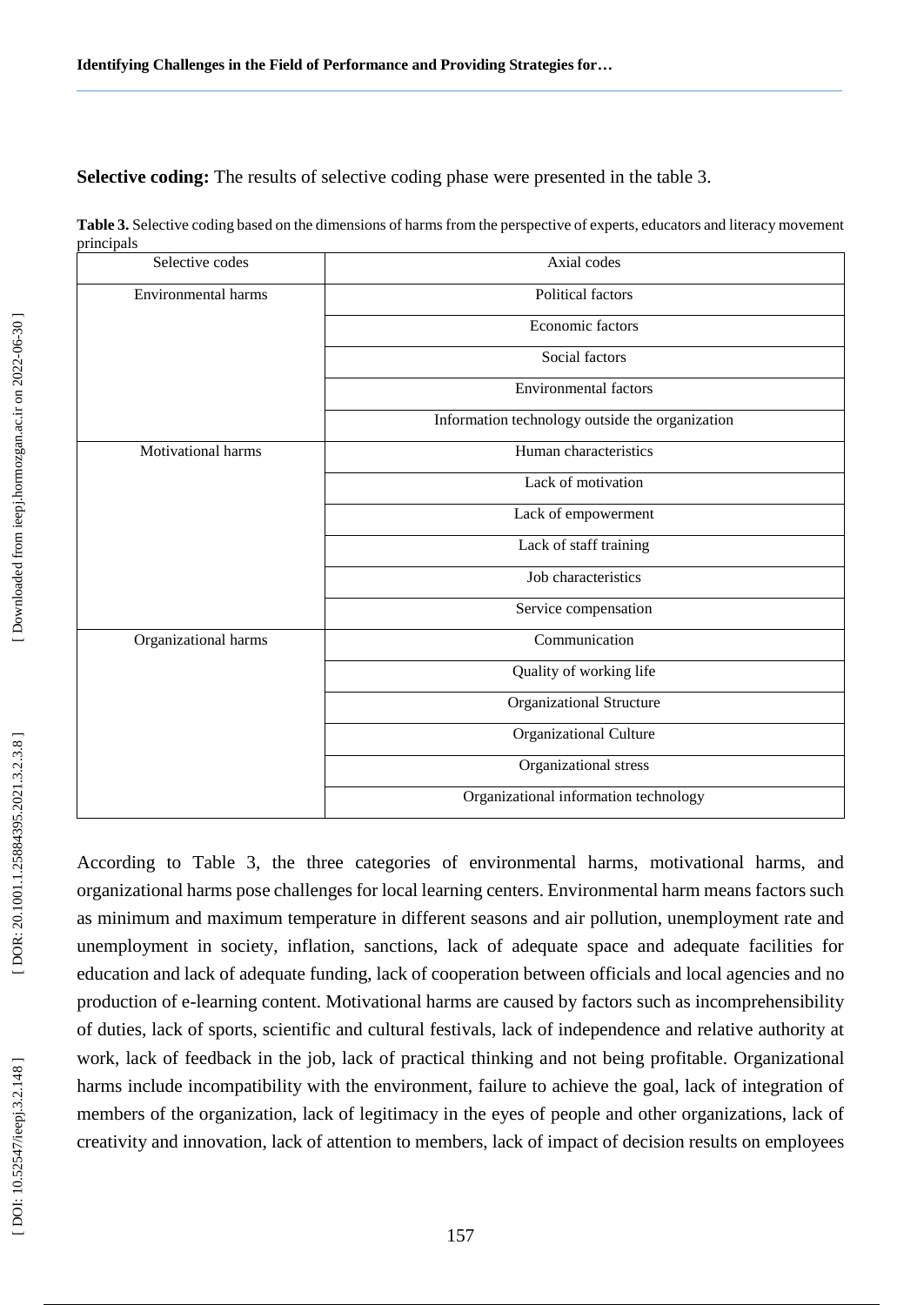**Selective coding:** The results of selective coding phase were presented in the table 3.

**Table 3.** Selective coding based on the dimensions of harms from the perspective of experts, educators and literacy movement principals

| Selective codes | Axial codes |
|---|---|
| Environmental harms | Political factors |
| | Economic factors |
| | Social factors |
| | Environmental factors |
| | Information technology outside the organization |
| Motivational harms | Human characteristics |
| | Lack of motivation |
| | Lack of empowerment |
| | Lack of staff training |
| | Job characteristics |
| | Service compensation |
| Organizational harms | Communication |
| | Quality of working life |
| | Organizational Structure |
| | Organizational Culture |
| | Organizational stress |
| | Organizational information technology |

According to Table 3, the three categories of environmental harms, motivational harms, and organizational harms pose challenges for local learning centers. Environmental harm means factors such as minimum and maximum temperature in different seasons and air pollution, unemployment rate and unemployment in society, inflation, sanctions, lack of adequate space and adequate facilities for education and lack of adequate funding, lack of cooperation between officials and local agencies and no production of e-learning content. Motivational harms are caused by factors such as incomprehensibility of duties, lack of sports, scientific and cultural festivals, lack of independence and relative authority at work, lack of feedback in the job, lack of practical thinking and not being profitable. Organizational harms include incompatibility with the environment, failure to achieve the goal, lack of integration of members of the organization, lack of legitimacy in the eyes of people and other organizations, lack of creativity and innovation, lack of attention to members, lack of impact of decision results on employees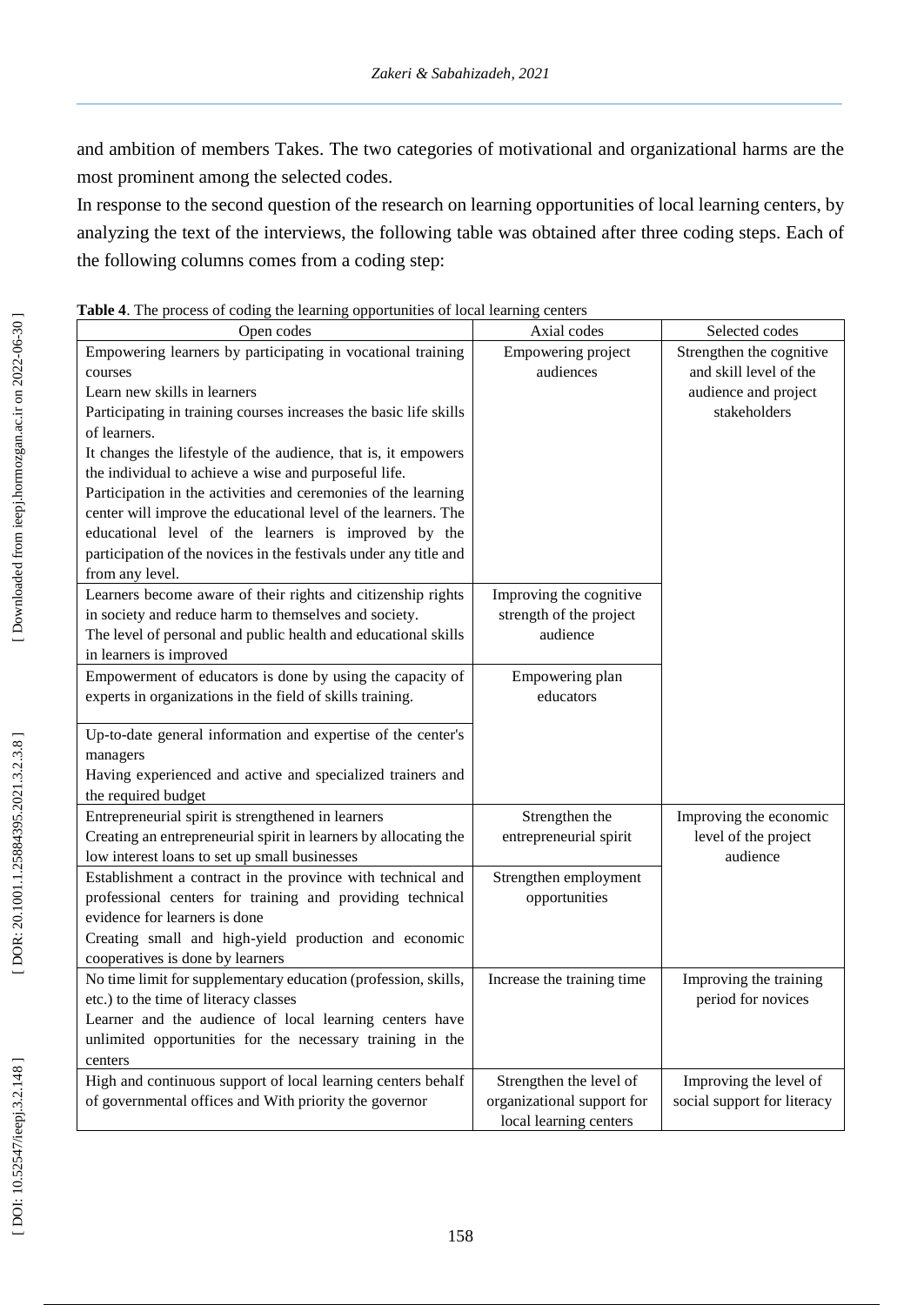and ambition of members Takes. The two categories of motivational and organizational harms are the most prominent among the selected codes.

In response to the second question of the research on learning opportunities of local learning centers, by analyzing the text of the interviews, the following table was obtained after three coding steps. Each of the following columns comes from a coding step:

**Table 4**. The process of coding the learning opportunities of local learning centers

| Open codes | Axial codes | Selected codes |
|---|---|---|
| Empowering learners by participating in vocational training courses<br>Learn new skills in learners<br>Participating in training courses increases the basic life skills of learners.<br>It changes the lifestyle of the audience, that is, it empowers the individual to achieve a wise and purposeful life.<br>Participation in the activities and ceremonies of the learning center will improve the educational level of the learners. The educational level of the learners is improved by the participation of the novices in the festivals under any title and from any level. | Empowering project audiences | Strengthen the cognitive and skill level of the audience and project stakeholders |
| Learners become aware of their rights and citizenship rights in society and reduce harm to themselves and society.<br>The level of personal and public health and educational skills in learners is improved | Improving the cognitive strength of the project audience | |
| Empowerment of educators is done by using the capacity of experts in organizations in the field of skills training.<br><br>Up-to-date general information and expertise of the center's managers<br>Having experienced and active and specialized trainers and the required budget | Empowering plan educators | |
| Entrepreneurial spirit is strengthened in learners<br>Creating an entrepreneurial spirit in learners by allocating the low interest loans to set up small businesses | Strengthen the entrepreneurial spirit | Improving the economic level of the project audience |
| Establishment a contract in the province with technical and professional centers for training and providing technical evidence for learners is done<br>Creating small and high-yield production and economic cooperatives is done by learners | Strengthen employment opportunities | |
| No time limit for supplementary education (profession, skills, etc.) to the time of literacy classes<br>Learner and the audience of local learning centers have unlimited opportunities for the necessary training in the centers | Increase the training time | Improving the training period for novices |
| High and continuous support of local learning centers behalf of governmental offices and With priority the governor | Strengthen the level of organizational support for local learning centers | Improving the level of social support for literacy |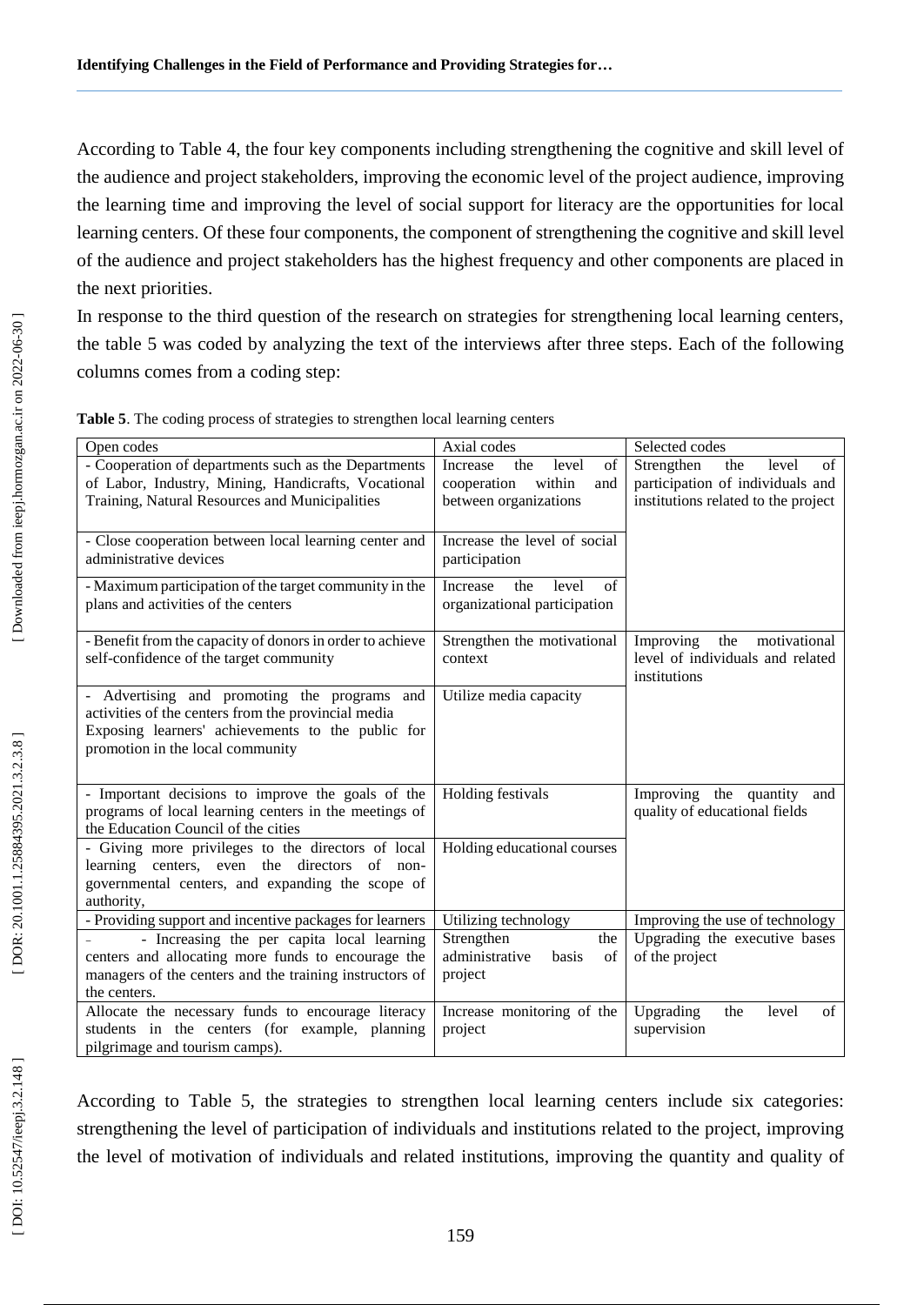According to Table 4, the four key components including strengthening the cognitive and skill level of the audience and project stakeholders, improving the economic level of the project audience, improving the learning time and improving the level of social support for literacy are the opportunities for local learning centers. Of these four components, the component of strengthening the cognitive and skill level of the audience and project stakeholders has the highest frequency and other components are placed in the next priorities.

In response to the third question of the research on strategies for strengthening local learning centers, the table 5 was coded by analyzing the text of the interviews after three steps. Each of the following columns comes from a coding step:

**Table 5**. The coding process of strategies to strengthen local learning centers

| Open codes | Axial codes | Selected codes |
|---|---|---|
| - Cooperation of departments such as the Departments of Labor, Industry, Mining, Handicrafts, Vocational Training, Natural Resources and Municipalities | Increase the level of cooperation within and between organizations | Strengthen the level of participation of individuals and institutions related to the project |
| - Close cooperation between local learning center and administrative devices | Increase the level of social participation | |
| - Maximum participation of the target community in the plans and activities of the centers | Increase the level of organizational participation | |
| - Benefit from the capacity of donors in order to achieve self-confidence of the target community | Strengthen the motivational context | Improving the motivational level of individuals and related institutions |
| - Advertising and promoting the programs and activities of the centers from the provincial media Exposing learners' achievements to the public for promotion in the local community | Utilize media capacity | |
| - Important decisions to improve the goals of the programs of local learning centers in the meetings of the Education Council of the cities | Holding festivals | Improving the quantity and quality of educational fields |
| - Giving more privileges to the directors of local learning centers, even the directors of non-governmental centers, and expanding the scope of authority, | Holding educational courses | |
| - Providing support and incentive packages for learners | Utilizing technology | Improving the use of technology |
| - - Increasing the per capita local learning centers and allocating more funds to encourage the managers of the centers and the training instructors of the centers. | Strengthen the administrative basis of project | Upgrading the executive bases of the project |
| Allocate the necessary funds to encourage literacy students in the centers (for example, planning pilgrimage and tourism camps). | Increase monitoring of the project | Upgrading the level of supervision |

According to Table 5, the strategies to strengthen local learning centers include six categories: strengthening the level of participation of individuals and institutions related to the project, improving the level of motivation of individuals and related institutions, improving the quantity and quality of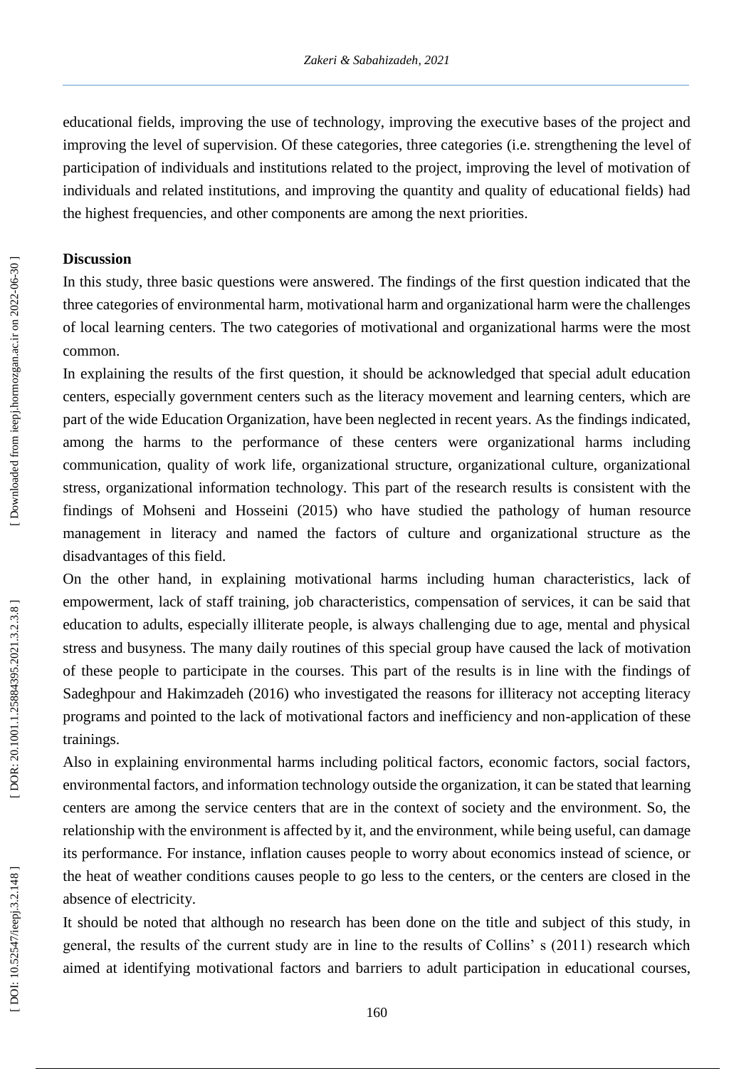educational fields, improving the use of technology, improving the executive bases of the project and improving the level of supervision. Of these categories, three categories (i.e. strengthening the level of participation of individuals and institutions related to the project, improving the level of motivation of individuals and related institutions, and improving the quantity and quality of educational fields) had the highest frequencies, and other components are among the next priorities.

**Discussion**

In this study, three basic questions were answered. The findings of the first question indicated that the three categories of environmental harm, motivational harm and organizational harm were the challenges of local learning centers. The two categories of motivational and organizational harms were the most common.

In explaining the results of the first question, it should be acknowledged that special adult education centers, especially government centers such as the literacy movement and learning centers, which are part of the wide Education Organization, have been neglected in recent years. As the findings indicated, among the harms to the performance of these centers were organizational harms including communication, quality of work life, organizational structure, organizational culture, organizational stress, organizational information technology. This part of the research results is consistent with the findings of Mohseni and Hosseini (2015) who have studied the pathology of human resource management in literacy and named the factors of culture and organizational structure as the disadvantages of this field.

On the other hand, in explaining motivational harms including human characteristics, lack of empowerment, lack of staff training, job characteristics, compensation of services, it can be said that education to adults, especially illiterate people, is always challenging due to age, mental and physical stress and busyness. The many daily routines of this special group have caused the lack of motivation of these people to participate in the courses. This part of the results is in line with the findings of Sadeghpour and Hakimzadeh (2016) who investigated the reasons for illiteracy not accepting literacy programs and pointed to the lack of motivational factors and inefficiency and non-application of these trainings.

Also in explaining environmental harms including political factors, economic factors, social factors, environmental factors, and information technology outside the organization, it can be stated that learning centers are among the service centers that are in the context of society and the environment. So, the relationship with the environment is affected by it, and the environment, while being useful, can damage its performance. For instance, inflation causes people to worry about economics instead of science, or the heat of weather conditions causes people to go less to the centers, or the centers are closed in the absence of electricity.

It should be noted that although no research has been done on the title and subject of this study, in general, the results of the current study are in line to the results of Collins' s (2011) research which aimed at identifying motivational factors and barriers to adult participation in educational courses,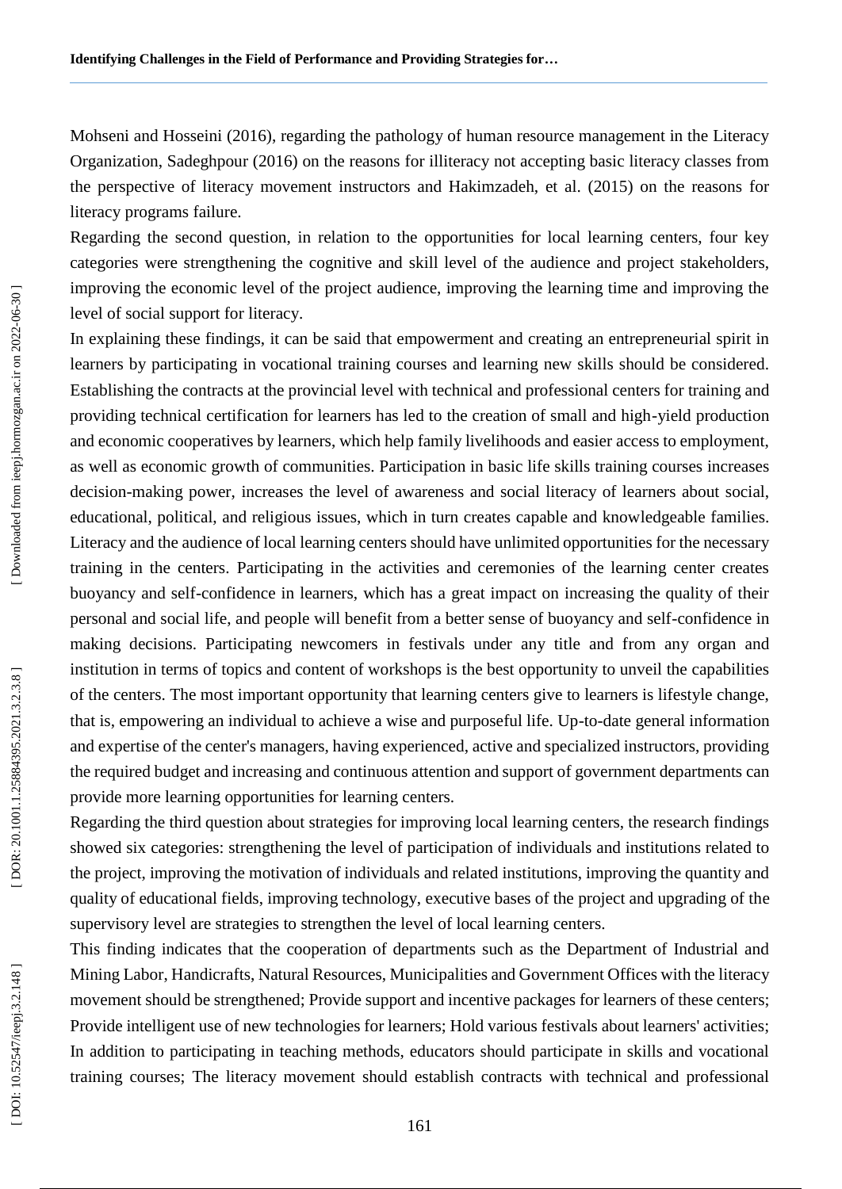Mohseni and Hosseini (2016), regarding the pathology of human resource management in the Literacy Organization, Sadeghpour (2016) on the reasons for illiteracy not accepting basic literacy classes from the perspective of literacy movement instructors and Hakimzadeh, et al. (2015) on the reasons for literacy programs failure.

Regarding the second question, in relation to the opportunities for local learning centers, four key categories were strengthening the cognitive and skill level of the audience and project stakeholders, improving the economic level of the project audience, improving the learning time and improving the level of social support for literacy.

In explaining these findings, it can be said that empowerment and creating an entrepreneurial spirit in learners by participating in vocational training courses and learning new skills should be considered. Establishing the contracts at the provincial level with technical and professional centers for training and providing technical certification for learners has led to the creation of small and high-yield production and economic cooperatives by learners, which help family livelihoods and easier access to employment, as well as economic growth of communities. Participation in basic life skills training courses increases decision-making power, increases the level of awareness and social literacy of learners about social, educational, political, and religious issues, which in turn creates capable and knowledgeable families. Literacy and the audience of local learning centers should have unlimited opportunities for the necessary training in the centers. Participating in the activities and ceremonies of the learning center creates buoyancy and self-confidence in learners, which has a great impact on increasing the quality of their personal and social life, and people will benefit from a better sense of buoyancy and self-confidence in making decisions. Participating newcomers in festivals under any title and from any organ and institution in terms of topics and content of workshops is the best opportunity to unveil the capabilities of the centers. The most important opportunity that learning centers give to learners is lifestyle change, that is, empowering an individual to achieve a wise and purposeful life. Up-to-date general information and expertise of the center's managers, having experienced, active and specialized instructors, providing the required budget and increasing and continuous attention and support of government departments can provide more learning opportunities for learning centers.

Regarding the third question about strategies for improving local learning centers, the research findings showed six categories: strengthening the level of participation of individuals and institutions related to the project, improving the motivation of individuals and related institutions, improving the quantity and quality of educational fields, improving technology, executive bases of the project and upgrading of the supervisory level are strategies to strengthen the level of local learning centers.

This finding indicates that the cooperation of departments such as the Department of Industrial and Mining Labor, Handicrafts, Natural Resources, Municipalities and Government Offices with the literacy movement should be strengthened; Provide support and incentive packages for learners of these centers; Provide intelligent use of new technologies for learners; Hold various festivals about learners' activities; In addition to participating in teaching methods, educators should participate in skills and vocational training courses; The literacy movement should establish contracts with technical and professional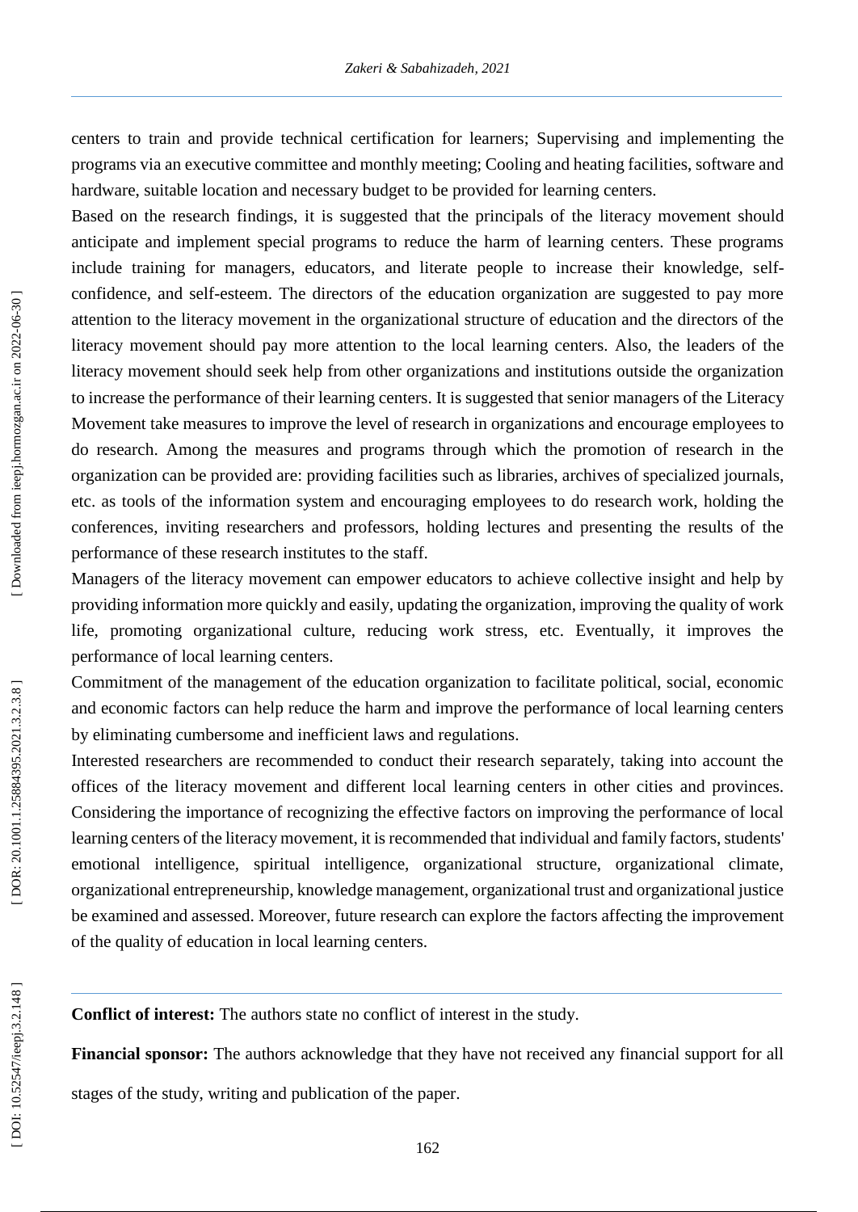centers to train and provide technical certification for learners; Supervising and implementing the programs via an executive committee and monthly meeting; Cooling and heating facilities, software and hardware, suitable location and necessary budget to be provided for learning centers.

Based on the research findings, it is suggested that the principals of the literacy movement should anticipate and implement special programs to reduce the harm of learning centers. These programs include training for managers, educators, and literate people to increase their knowledge, self-confidence, and self-esteem. The directors of the education organization are suggested to pay more attention to the literacy movement in the organizational structure of education and the directors of the literacy movement should pay more attention to the local learning centers. Also, the leaders of the literacy movement should seek help from other organizations and institutions outside the organization to increase the performance of their learning centers. It is suggested that senior managers of the Literacy Movement take measures to improve the level of research in organizations and encourage employees to do research. Among the measures and programs through which the promotion of research in the organization can be provided are: providing facilities such as libraries, archives of specialized journals, etc. as tools of the information system and encouraging employees to do research work, holding the conferences, inviting researchers and professors, holding lectures and presenting the results of the performance of these research institutes to the staff.

Managers of the literacy movement can empower educators to achieve collective insight and help by providing information more quickly and easily, updating the organization, improving the quality of work life, promoting organizational culture, reducing work stress, etc. Eventually, it improves the performance of local learning centers.

Commitment of the management of the education organization to facilitate political, social, economic and economic factors can help reduce the harm and improve the performance of local learning centers by eliminating cumbersome and inefficient laws and regulations.

Interested researchers are recommended to conduct their research separately, taking into account the offices of the literacy movement and different local learning centers in other cities and provinces. Considering the importance of recognizing the effective factors on improving the performance of local learning centers of the literacy movement, it is recommended that individual and family factors, students' emotional intelligence, spiritual intelligence, organizational structure, organizational climate, organizational entrepreneurship, knowledge management, organizational trust and organizational justice be examined and assessed. Moreover, future research can explore the factors affecting the improvement of the quality of education in local learning centers.

**Conflict of interest:** The authors state no conflict of interest in the study.

**Financial sponsor:** The authors acknowledge that they have not received any financial support for all stages of the study, writing and publication of the paper.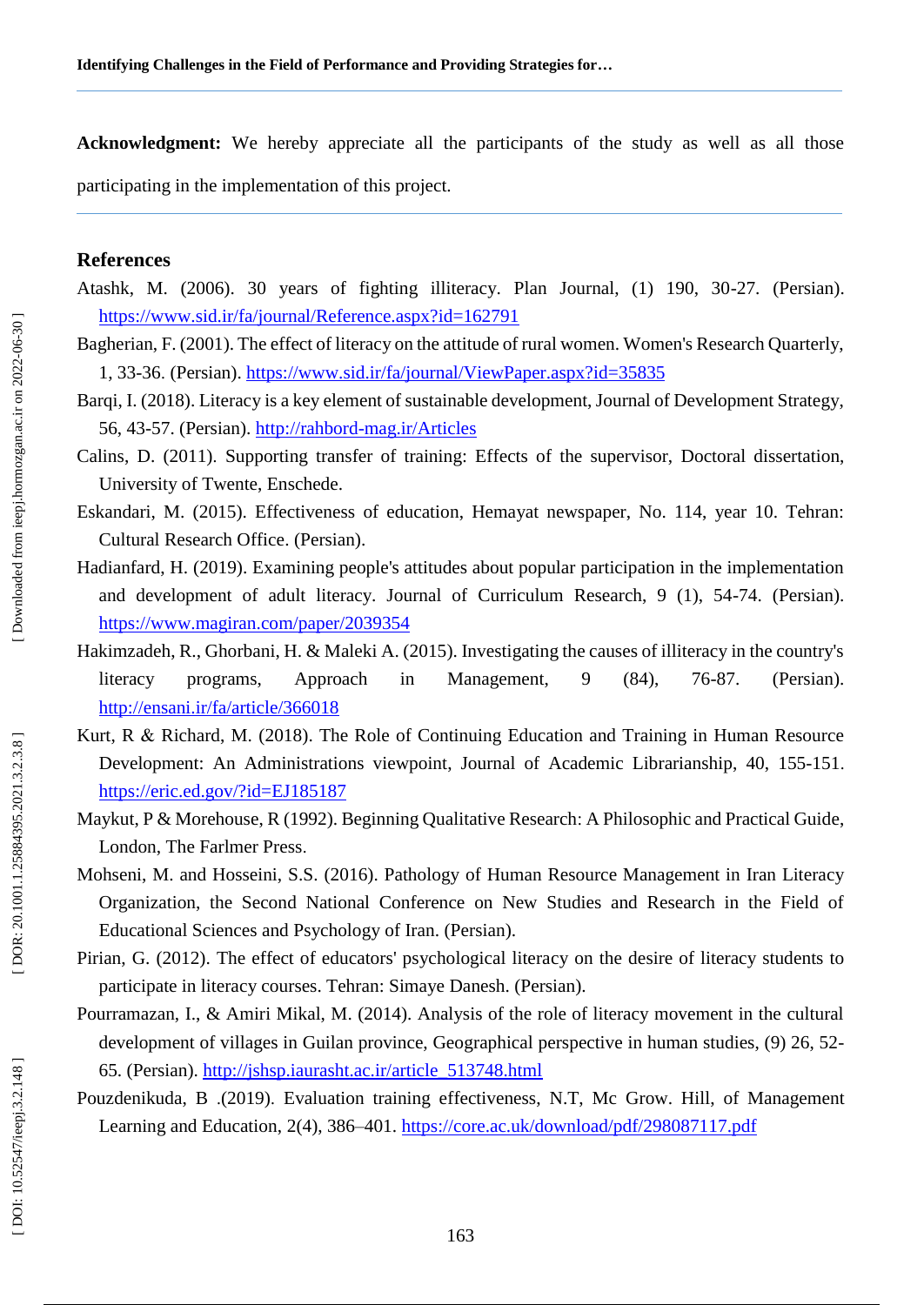**Acknowledgment:** We hereby appreciate all the participants of the study as well as all those participating in the implementation of this project.

## References

Atashk, M. (2006). 30 years of fighting illiteracy. Plan Journal, (1) 190, 30-27. (Persian). https://www.sid.ir/fa/journal/Reference.aspx?id=162791

Bagherian, F. (2001). The effect of literacy on the attitude of rural women. Women's Research Quarterly, 1, 33-36. (Persian). https://www.sid.ir/fa/journal/ViewPaper.aspx?id=35835

Barqi, I. (2018). Literacy is a key element of sustainable development, Journal of Development Strategy, 56, 43-57. (Persian). http://rahbord-mag.ir/Articles

Calins, D. (2011). Supporting transfer of training: Effects of the supervisor, Doctoral dissertation, University of Twente, Enschede.

Eskandari, M. (2015). Effectiveness of education, Hemayat newspaper, No. 114, year 10. Tehran: Cultural Research Office. (Persian).

Hadianfard, H. (2019). Examining people's attitudes about popular participation in the implementation and development of adult literacy. Journal of Curriculum Research, 9 (1), 54-74. (Persian). https://www.magiran.com/paper/2039354

Hakimzadeh, R., Ghorbani, H. & Maleki A. (2015). Investigating the causes of illiteracy in the country's literacy programs, Approach in Management, 9 (84), 76-87. (Persian). http://ensani.ir/fa/article/366018

Kurt, R & Richard, M. (2018). The Role of Continuing Education and Training in Human Resource Development: An Administrations viewpoint, Journal of Academic Librarianship, 40, 155-151. https://eric.ed.gov/?id=EJ185187

Maykut, P & Morehouse, R (1992). Beginning Qualitative Research: A Philosophic and Practical Guide, London, The Farlmer Press.

Mohseni, M. and Hosseini, S.S. (2016). Pathology of Human Resource Management in Iran Literacy Organization, the Second National Conference on New Studies and Research in the Field of Educational Sciences and Psychology of Iran. (Persian).

Pirian, G. (2012). The effect of educators' psychological literacy on the desire of literacy students to participate in literacy courses. Tehran: Simaye Danesh. (Persian).

Pourramazan, I., & Amiri Mikal, M. (2014). Analysis of the role of literacy movement in the cultural development of villages in Guilan province, Geographical perspective in human studies, (9) 26, 52-65. (Persian). http://jshsp.iaurasht.ac.ir/article_513748.html

Pouzdenikuda, B .(2019). Evaluation training effectiveness, N.T, Mc Grow. Hill, of Management Learning and Education, 2(4), 386–401. https://core.ac.uk/download/pdf/298087117.pdf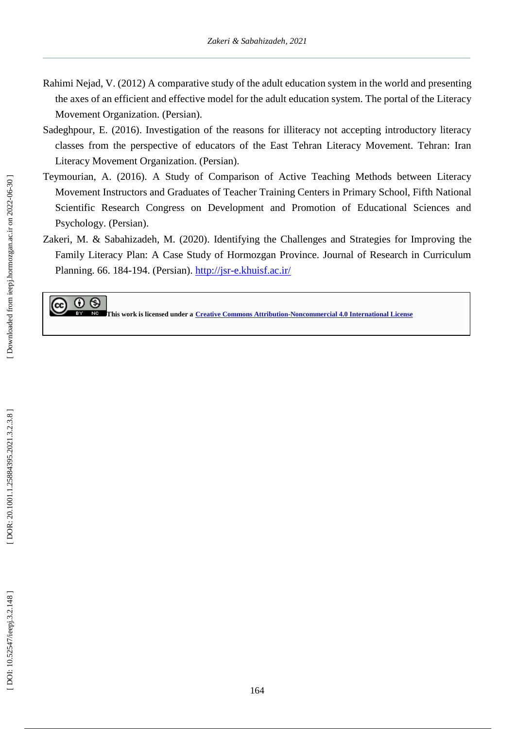Rahimi Nejad, V. (2012) A comparative study of the adult education system in the world and presenting the axes of an efficient and effective model for the adult education system. The portal of the Literacy Movement Organization. (Persian).

Sadeghpour, E. (2016). Investigation of the reasons for illiteracy not accepting introductory literacy classes from the perspective of educators of the East Tehran Literacy Movement. Tehran: Iran Literacy Movement Organization. (Persian).

Teymourian, A. (2016). A Study of Comparison of Active Teaching Methods between Literacy Movement Instructors and Graduates of Teacher Training Centers in Primary School, Fifth National Scientific Research Congress on Development and Promotion of Educational Sciences and Psychology. (Persian).

Zakeri, M. & Sabahizadeh, M. (2020). Identifying the Challenges and Strategies for Improving the Family Literacy Plan: A Case Study of Hormozgan Province. Journal of Research in Curriculum Planning. 66. 184-194. (Persian). http://jsr-e.khuisf.ac.ir/

**This work is licensed under a [Creative Commons Attribution-Noncommercial 4.0 International License]**